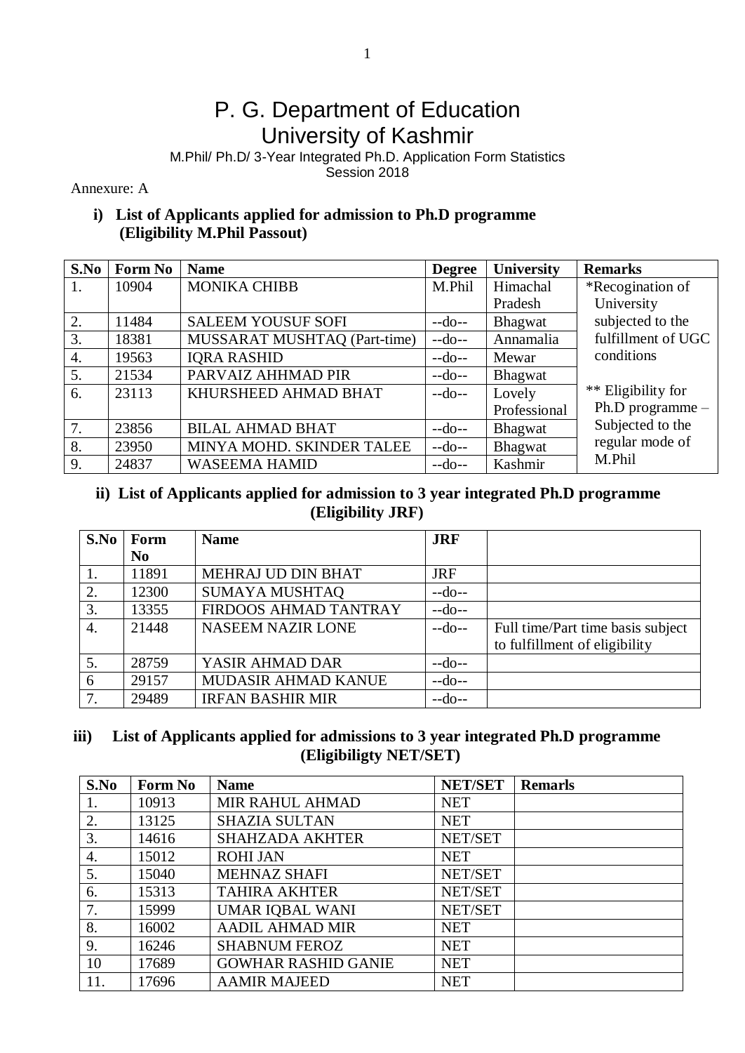# P. G. Department of Education
# University of Kashmir

M.Phil/ Ph.D/ 3-Year Integrated Ph.D. Application Form Statistics
Session 2018

Annexure: A

### i) List of Applicants applied for admission to Ph.D programme (Eligibility M.Phil Passout)

| S.No | Form No | Name | Degree | University | Remarks |
|---|---|---|---|---|---|
| 1. | 10904 | MONIKA CHIBB | M.Phil | Himachal Pradesh | *Recogination of University subjected to the fulfillment of UGC conditions<br><br>** Eligibility for Ph.D programme – Subjected to the regular mode of M.Phil |
| 2. | 11484 | SALEEM YOUSUF SOFI | --do-- | Bhagwat | |
| 3. | 18381 | MUSSARAT MUSHTAQ (Part-time) | --do-- | Annamalia | |
| 4. | 19563 | IQRA RASHID | --do-- | Mewar | |
| 5. | 21534 | PARVAIZ AHHMAD PIR | --do-- | Bhagwat | |
| 6. | 23113 | KHURSHEED AHMAD BHAT | --do-- | Lovely Professional | |
| 7. | 23856 | BILAL AHMAD BHAT | --do-- | Bhagwat | |
| 8. | 23950 | MINYA MOHD. SKINDER TALEE | --do-- | Bhagwat | |
| 9. | 24837 | WASEEMA HAMID | --do-- | Kashmir | |

### ii) List of Applicants applied for admission to 3 year integrated Ph.D programme (Eligibility JRF)

| S.No | Form No | Name | JRF | |
|---|---|---|---|---|
| 1. | 11891 | MEHRAJ UD DIN BHAT | JRF | |
| 2. | 12300 | SUMAYA MUSHTAQ | --do-- | |
| 3. | 13355 | FIRDOOS AHMAD TANTRAY | --do-- | |
| 4. | 21448 | NASEEM NAZIR LONE | --do-- | Full time/Part time basis subject to fulfillment of eligibility |
| 5. | 28759 | YASIR AHMAD DAR | --do-- | |
| 6 | 29157 | MUDASIR AHMAD KANUE | --do-- | |
| 7. | 29489 | IRFAN BASHIR MIR | --do-- | |

### iii) List of Applicants applied for admissions to 3 year integrated Ph.D programme (Eligibiligty NET/SET)

| S.No | Form No | Name | NET/SET | Remarls |
|---|---|---|---|---|
| 1. | 10913 | MIR RAHUL AHMAD | NET | |
| 2. | 13125 | SHAZIA SULTAN | NET | |
| 3. | 14616 | SHAHZADA AKHTER | NET/SET | |
| 4. | 15012 | ROHI JAN | NET | |
| 5. | 15040 | MEHNAZ SHAFI | NET/SET | |
| 6. | 15313 | TAHIRA AKHTER | NET/SET | |
| 7. | 15999 | UMAR IQBAL WANI | NET/SET | |
| 8. | 16002 | AADIL AHMAD MIR | NET | |
| 9. | 16246 | SHABNUM FEROZ | NET | |
| 10 | 17689 | GOWHAR RASHID GANIE | NET | |
| 11. | 17696 | AAMIR MAJEED | NET | |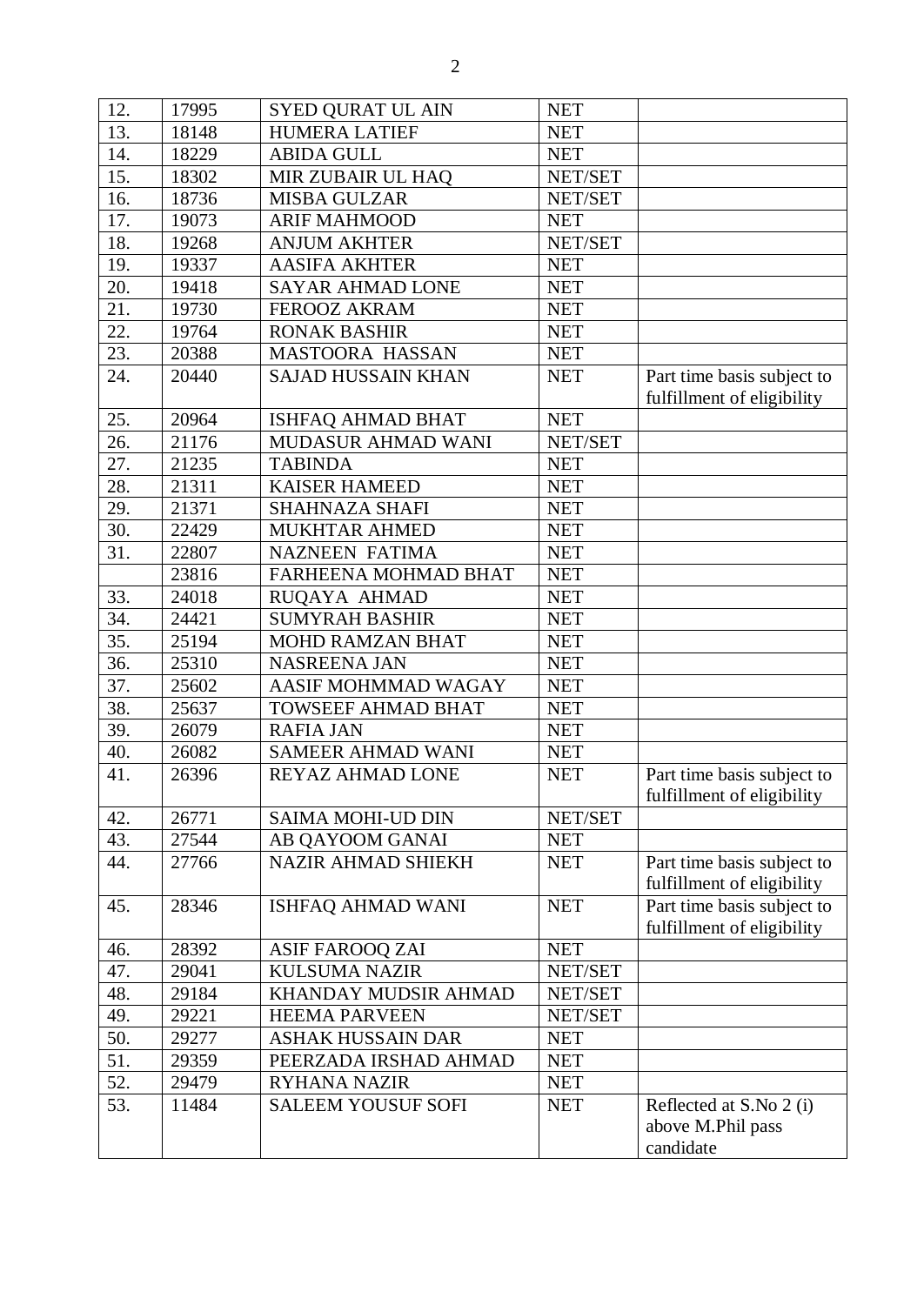| 12. | 17995 | SYED QURAT UL AIN | NET | |
|---|---|---|---|---|
| 13. | 18148 | HUMERA LATIEF | NET | |
| 14. | 18229 | ABIDA GULL | NET | |
| 15. | 18302 | MIR ZUBAIR UL HAQ | NET/SET | |
| 16. | 18736 | MISBA GULZAR | NET/SET | |
| 17. | 19073 | ARIF MAHMOOD | NET | |
| 18. | 19268 | ANJUM AKHTER | NET/SET | |
| 19. | 19337 | AASIFA AKHTER | NET | |
| 20. | 19418 | SAYAR AHMAD LONE | NET | |
| 21. | 19730 | FEROOZ AKRAM | NET | |
| 22. | 19764 | RONAK BASHIR | NET | |
| 23. | 20388 | MASTOORA HASSAN | NET | |
| 24. | 20440 | SAJAD HUSSAIN KHAN | NET | Part time basis subject to fulfillment of eligibility |
| 25. | 20964 | ISHFAQ AHMAD BHAT | NET | |
| 26. | 21176 | MUDASUR AHMAD WANI | NET/SET | |
| 27. | 21235 | TABINDA | NET | |
| 28. | 21311 | KAISER HAMEED | NET | |
| 29. | 21371 | SHAHNAZA SHAFI | NET | |
| 30. | 22429 | MUKHTAR AHMED | NET | |
| 31. | 22807 | NAZNEEN FATIMA | NET | |
| | 23816 | FARHEENA MOHMAD BHAT | NET | |
| 33. | 24018 | RUQAYA AHMAD | NET | |
| 34. | 24421 | SUMYRAH BASHIR | NET | |
| 35. | 25194 | MOHD RAMZAN BHAT | NET | |
| 36. | 25310 | NASREENA JAN | NET | |
| 37. | 25602 | AASIF MOHMMAD WAGAY | NET | |
| 38. | 25637 | TOWSEEF AHMAD BHAT | NET | |
| 39. | 26079 | RAFIA JAN | NET | |
| 40. | 26082 | SAMEER AHMAD WANI | NET | |
| 41. | 26396 | REYAZ AHMAD LONE | NET | Part time basis subject to fulfillment of eligibility |
| 42. | 26771 | SAIMA MOHI-UD DIN | NET/SET | |
| 43. | 27544 | AB QAYOOM GANAI | NET | |
| 44. | 27766 | NAZIR AHMAD SHIEKH | NET | Part time basis subject to fulfillment of eligibility |
| 45. | 28346 | ISHFAQ AHMAD WANI | NET | Part time basis subject to fulfillment of eligibility |
| 46. | 28392 | ASIF FAROOQ ZAI | NET | |
| 47. | 29041 | KULSUMA NAZIR | NET/SET | |
| 48. | 29184 | KHANDAY MUDSIR AHMAD | NET/SET | |
| 49. | 29221 | HEEMA PARVEEN | NET/SET | |
| 50. | 29277 | ASHAK HUSSAIN DAR | NET | |
| 51. | 29359 | PEERZADA IRSHAD AHMAD | NET | |
| 52. | 29479 | RYHANA NAZIR | NET | |
| 53. | 11484 | SALEEM YOUSUF SOFI | NET | Reflected at S.No 2 (i) above M.Phil pass candidate |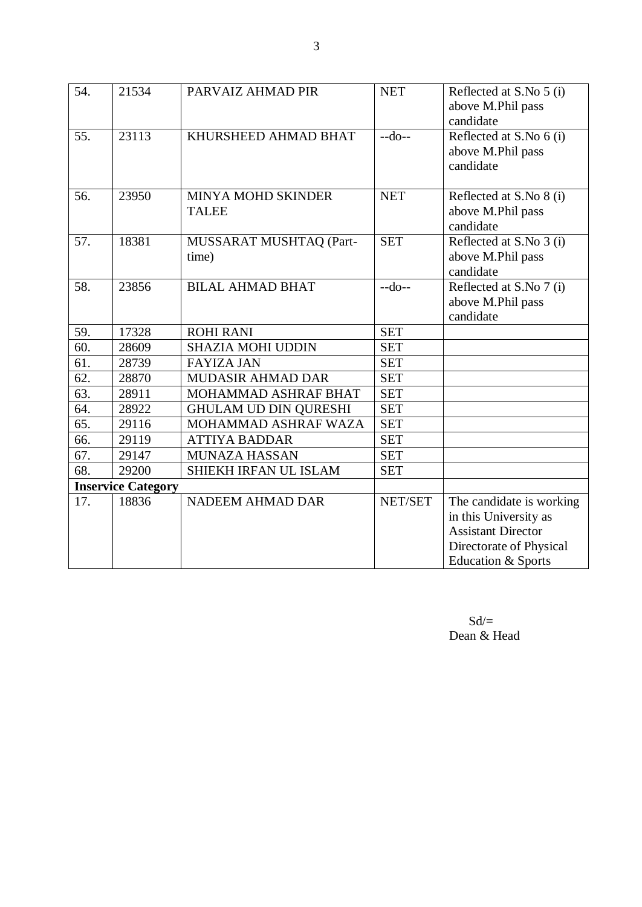| | | | | |
|---|---|---|---|---|
| 54. | 21534 | PARVAIZ AHMAD PIR | NET | Reflected at S.No 5 (i) above M.Phil pass candidate |
| 55. | 23113 | KHURSHEED AHMAD BHAT | --do-- | Reflected at S.No 6 (i) above M.Phil pass candidate |
| 56. | 23950 | MINYA MOHD SKINDER TALEE | NET | Reflected at S.No 8 (i) above M.Phil pass candidate |
| 57. | 18381 | MUSSARAT MUSHTAQ (Part-time) | SET | Reflected at S.No 3 (i) above M.Phil pass candidate |
| 58. | 23856 | BILAL AHMAD BHAT | --do-- | Reflected at S.No 7 (i) above M.Phil pass candidate |
| 59. | 17328 | ROHI RANI | SET | |
| 60. | 28609 | SHAZIA MOHI UDDIN | SET | |
| 61. | 28739 | FAYIZA JAN | SET | |
| 62. | 28870 | MUDASIR AHMAD DAR | SET | |
| 63. | 28911 | MOHAMMAD ASHRAF BHAT | SET | |
| 64. | 28922 | GHULAM UD DIN QURESHI | SET | |
| 65. | 29116 | MOHAMMAD ASHRAF WAZA | SET | |
| 66. | 29119 | ATTIYA BADDAR | SET | |
| 67. | 29147 | MUNAZA HASSAN | SET | |
| 68. | 29200 | SHIEKH IRFAN UL ISLAM | SET | |
| **Inservice Category** | | | | |
| 17. | 18836 | NADEEM AHMAD DAR | NET/SET | The candidate is working in this University as Assistant Director Directorate of Physical Education & Sports |

Sd/=
Dean & Head